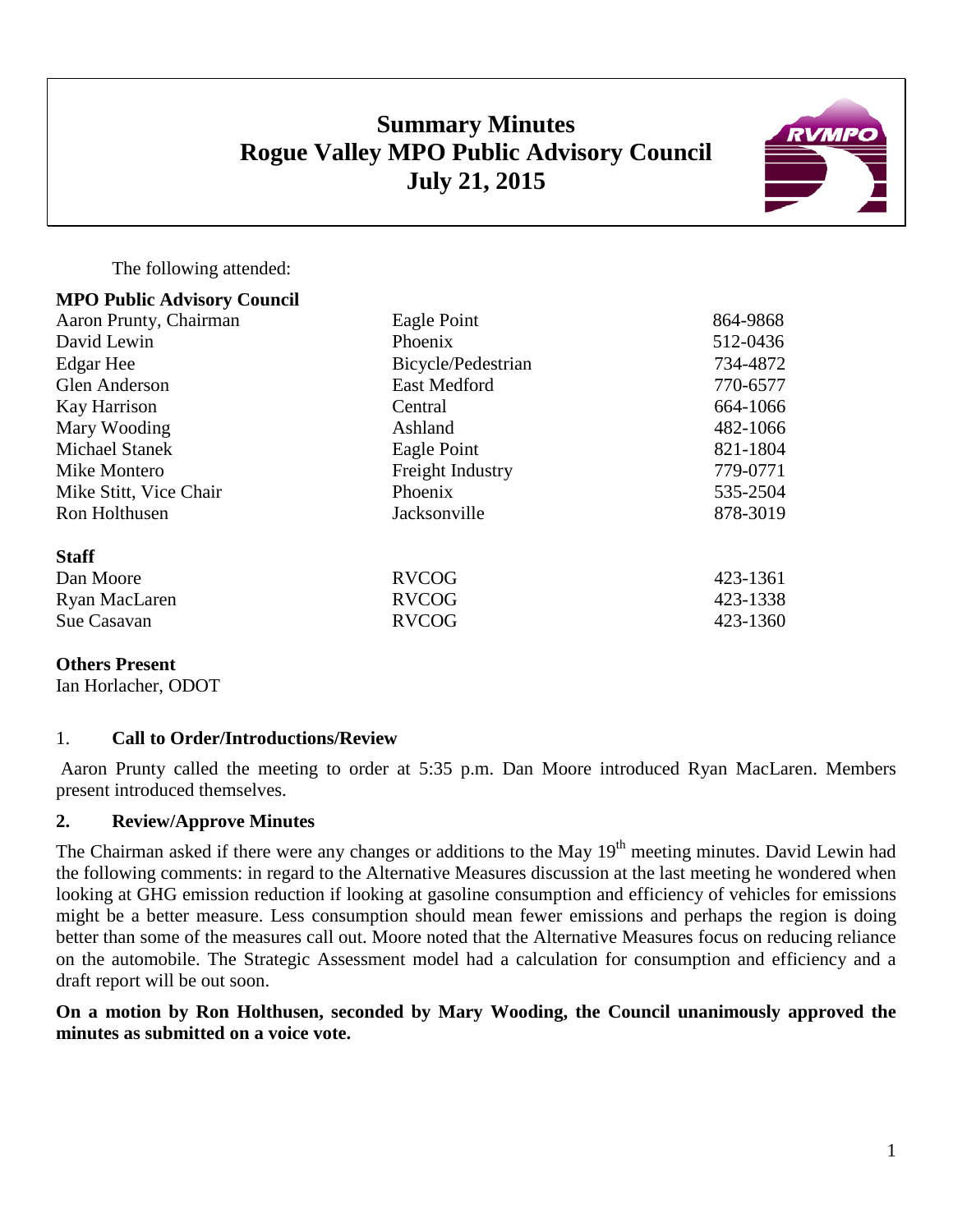# Summary Minutes
# Rogue Valley MPO Public Advisory Council
# July 21, 2015

The following attended:

**MPO Public Advisory Council**

| | | |
|---|---|---|
| Aaron Prunty, Chairman | Eagle Point | 864-9868 |
| David Lewin | Phoenix | 512-0436 |
| Edgar Hee | Bicycle/Pedestrian | 734-4872 |
| Glen Anderson | East Medford | 770-6577 |
| Kay Harrison | Central | 664-1066 |
| Mary Wooding | Ashland | 482-1066 |
| Michael Stanek | Eagle Point | 821-1804 |
| Mike Montero | Freight Industry | 779-0771 |
| Mike Stitt, Vice Chair | Phoenix | 535-2504 |
| Ron Holthusen | Jacksonville | 878-3019 |

**Staff**

| | | |
|---|---|---|
| Dan Moore | RVCOG | 423-1361 |
| Ryan MacLaren | RVCOG | 423-1338 |
| Sue Casavan | RVCOG | 423-1360 |

**Others Present**

Ian Horlacher, ODOT

## 1. Call to Order/Introductions/Review

Aaron Prunty called the meeting to order at 5:35 p.m. Dan Moore introduced Ryan MacLaren. Members present introduced themselves.

## 2. Review/Approve Minutes

The Chairman asked if there were any changes or additions to the May 19th meeting minutes. David Lewin had the following comments: in regard to the Alternative Measures discussion at the last meeting he wondered when looking at GHG emission reduction if looking at gasoline consumption and efficiency of vehicles for emissions might be a better measure. Less consumption should mean fewer emissions and perhaps the region is doing better than some of the measures call out. Moore noted that the Alternative Measures focus on reducing reliance on the automobile. The Strategic Assessment model had a calculation for consumption and efficiency and a draft report will be out soon.

**On a motion by Ron Holthusen, seconded by Mary Wooding, the Council unanimously approved the minutes as submitted on a voice vote.**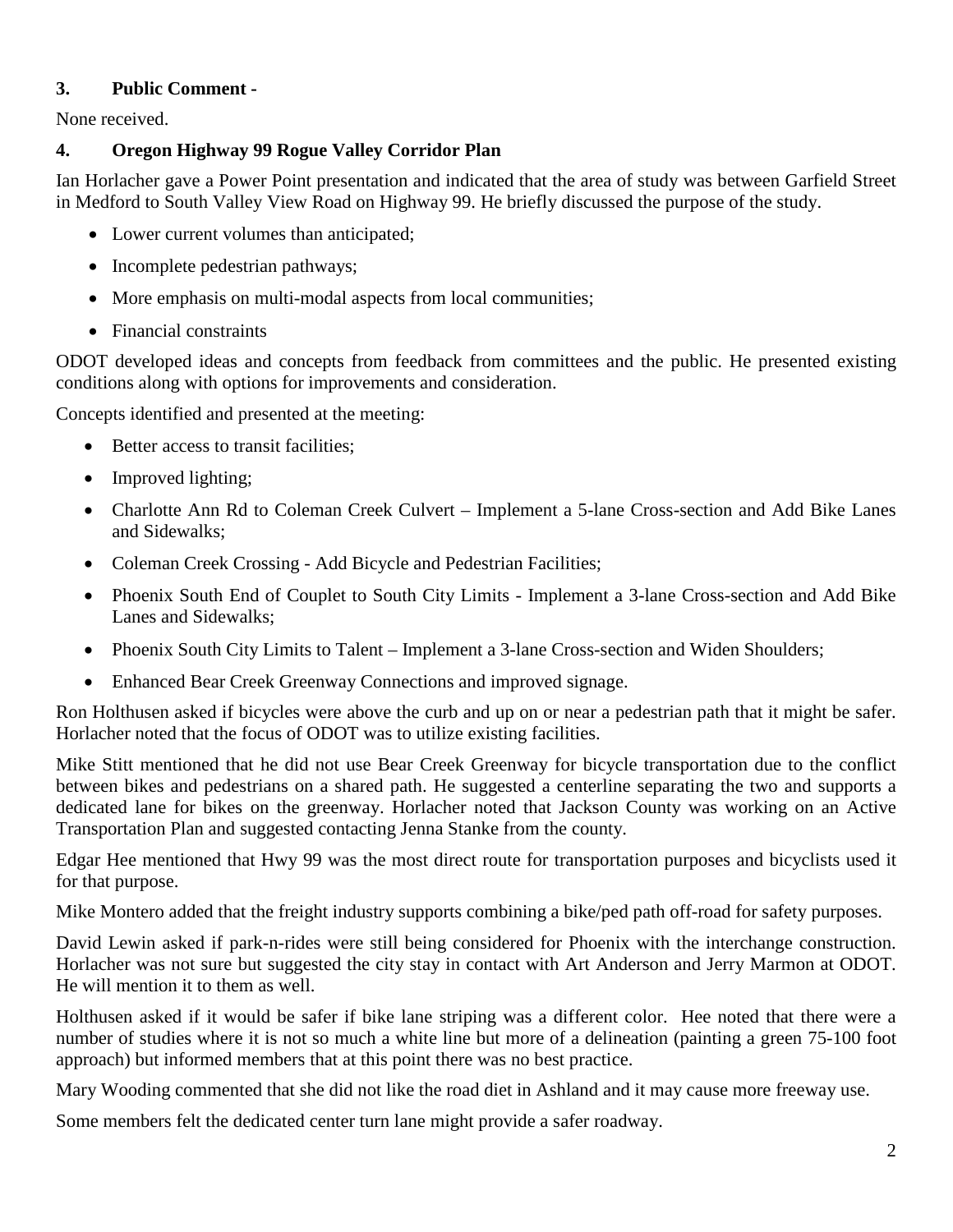### 3. Public Comment -

None received.

### 4. Oregon Highway 99 Rogue Valley Corridor Plan

Ian Horlacher gave a Power Point presentation and indicated that the area of study was between Garfield Street in Medford to South Valley View Road on Highway 99. He briefly discussed the purpose of the study.

- Lower current volumes than anticipated;
- Incomplete pedestrian pathways;
- More emphasis on multi-modal aspects from local communities;
- Financial constraints

ODOT developed ideas and concepts from feedback from committees and the public. He presented existing conditions along with options for improvements and consideration.

Concepts identified and presented at the meeting:

- Better access to transit facilities;
- Improved lighting;
- Charlotte Ann Rd to Coleman Creek Culvert – Implement a 5-lane Cross-section and Add Bike Lanes and Sidewalks;
- Coleman Creek Crossing - Add Bicycle and Pedestrian Facilities;
- Phoenix South End of Couplet to South City Limits - Implement a 3-lane Cross-section and Add Bike Lanes and Sidewalks;
- Phoenix South City Limits to Talent – Implement a 3-lane Cross-section and Widen Shoulders;
- Enhanced Bear Creek Greenway Connections and improved signage.

Ron Holthusen asked if bicycles were above the curb and up on or near a pedestrian path that it might be safer. Horlacher noted that the focus of ODOT was to utilize existing facilities.

Mike Stitt mentioned that he did not use Bear Creek Greenway for bicycle transportation due to the conflict between bikes and pedestrians on a shared path. He suggested a centerline separating the two and supports a dedicated lane for bikes on the greenway. Horlacher noted that Jackson County was working on an Active Transportation Plan and suggested contacting Jenna Stanke from the county.

Edgar Hee mentioned that Hwy 99 was the most direct route for transportation purposes and bicyclists used it for that purpose.

Mike Montero added that the freight industry supports combining a bike/ped path off-road for safety purposes.

David Lewin asked if park-n-rides were still being considered for Phoenix with the interchange construction. Horlacher was not sure but suggested the city stay in contact with Art Anderson and Jerry Marmon at ODOT. He will mention it to them as well.

Holthusen asked if it would be safer if bike lane striping was a different color. Hee noted that there were a number of studies where it is not so much a white line but more of a delineation (painting a green 75-100 foot approach) but informed members that at this point there was no best practice.

Mary Wooding commented that she did not like the road diet in Ashland and it may cause more freeway use.

Some members felt the dedicated center turn lane might provide a safer roadway.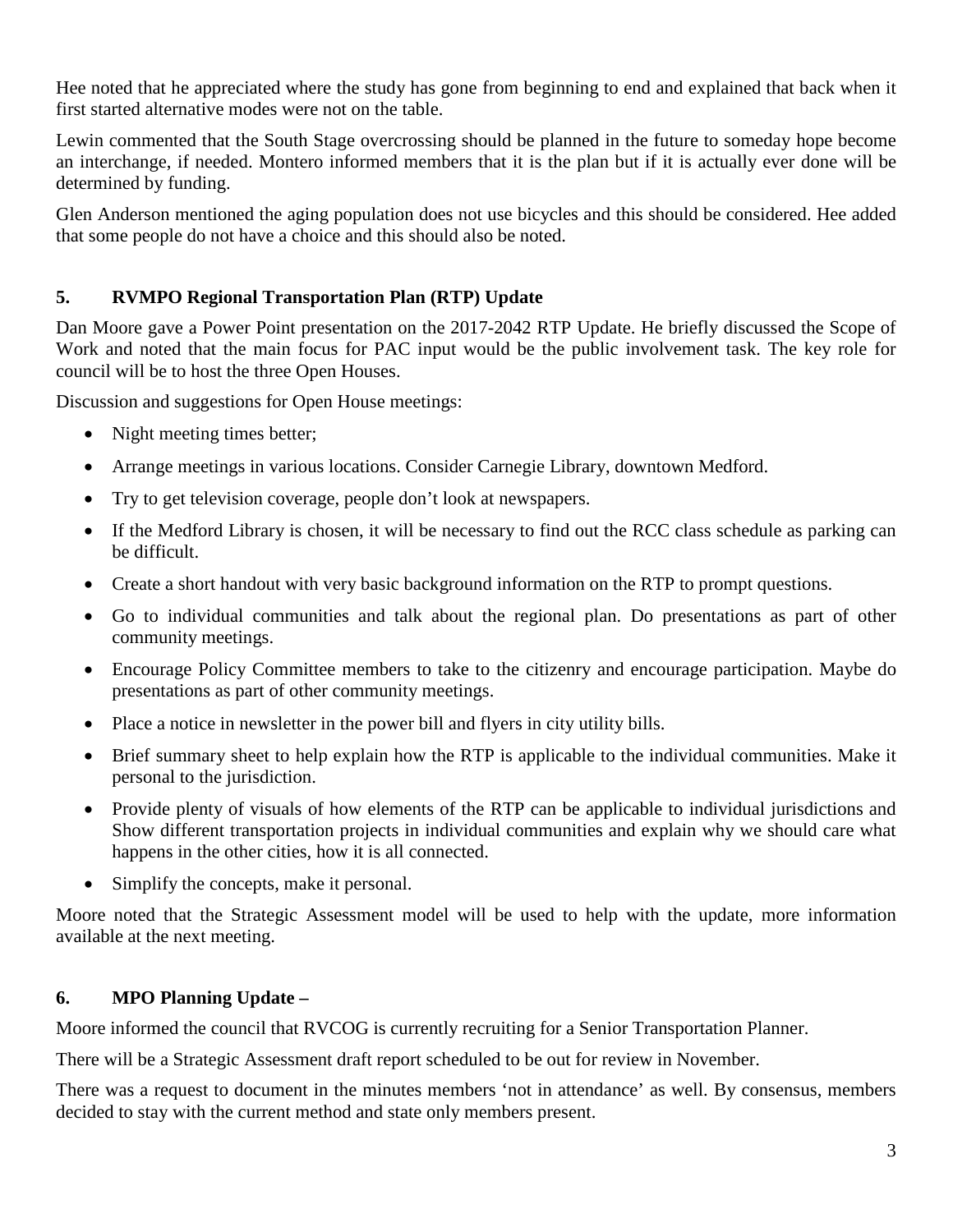Hee noted that he appreciated where the study has gone from beginning to end and explained that back when it first started alternative modes were not on the table.

Lewin commented that the South Stage overcrossing should be planned in the future to someday hope become an interchange, if needed. Montero informed members that it is the plan but if it is actually ever done will be determined by funding.

Glen Anderson mentioned the aging population does not use bicycles and this should be considered. Hee added that some people do not have a choice and this should also be noted.

## 5. RVMPO Regional Transportation Plan (RTP) Update

Dan Moore gave a Power Point presentation on the 2017-2042 RTP Update. He briefly discussed the Scope of Work and noted that the main focus for PAC input would be the public involvement task. The key role for council will be to host the three Open Houses.

Discussion and suggestions for Open House meetings:

- Night meeting times better;
- Arrange meetings in various locations. Consider Carnegie Library, downtown Medford.
- Try to get television coverage, people don't look at newspapers.
- If the Medford Library is chosen, it will be necessary to find out the RCC class schedule as parking can be difficult.
- Create a short handout with very basic background information on the RTP to prompt questions.
- Go to individual communities and talk about the regional plan. Do presentations as part of other community meetings.
- Encourage Policy Committee members to take to the citizenry and encourage participation. Maybe do presentations as part of other community meetings.
- Place a notice in newsletter in the power bill and flyers in city utility bills.
- Brief summary sheet to help explain how the RTP is applicable to the individual communities. Make it personal to the jurisdiction.
- Provide plenty of visuals of how elements of the RTP can be applicable to individual jurisdictions and Show different transportation projects in individual communities and explain why we should care what happens in the other cities, how it is all connected.
- Simplify the concepts, make it personal.

Moore noted that the Strategic Assessment model will be used to help with the update, more information available at the next meeting.

## 6. MPO Planning Update –

Moore informed the council that RVCOG is currently recruiting for a Senior Transportation Planner.

There will be a Strategic Assessment draft report scheduled to be out for review in November.

There was a request to document in the minutes members 'not in attendance' as well. By consensus, members decided to stay with the current method and state only members present.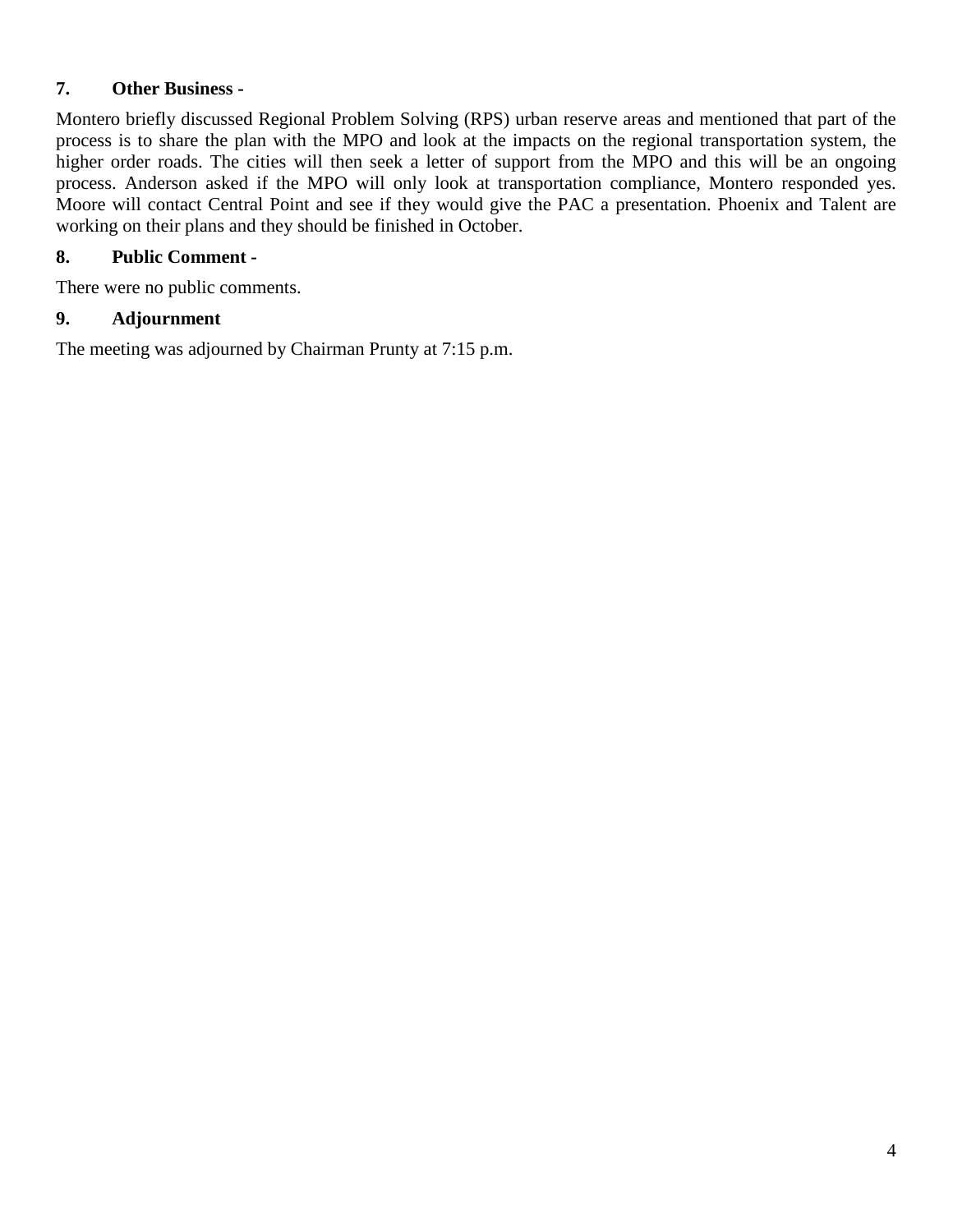**7. Other Business -**

Montero briefly discussed Regional Problem Solving (RPS) urban reserve areas and mentioned that part of the process is to share the plan with the MPO and look at the impacts on the regional transportation system, the higher order roads. The cities will then seek a letter of support from the MPO and this will be an ongoing process. Anderson asked if the MPO will only look at transportation compliance, Montero responded yes. Moore will contact Central Point and see if they would give the PAC a presentation. Phoenix and Talent are working on their plans and they should be finished in October.

**8. Public Comment -**

There were no public comments.

**9. Adjournment**

The meeting was adjourned by Chairman Prunty at 7:15 p.m.